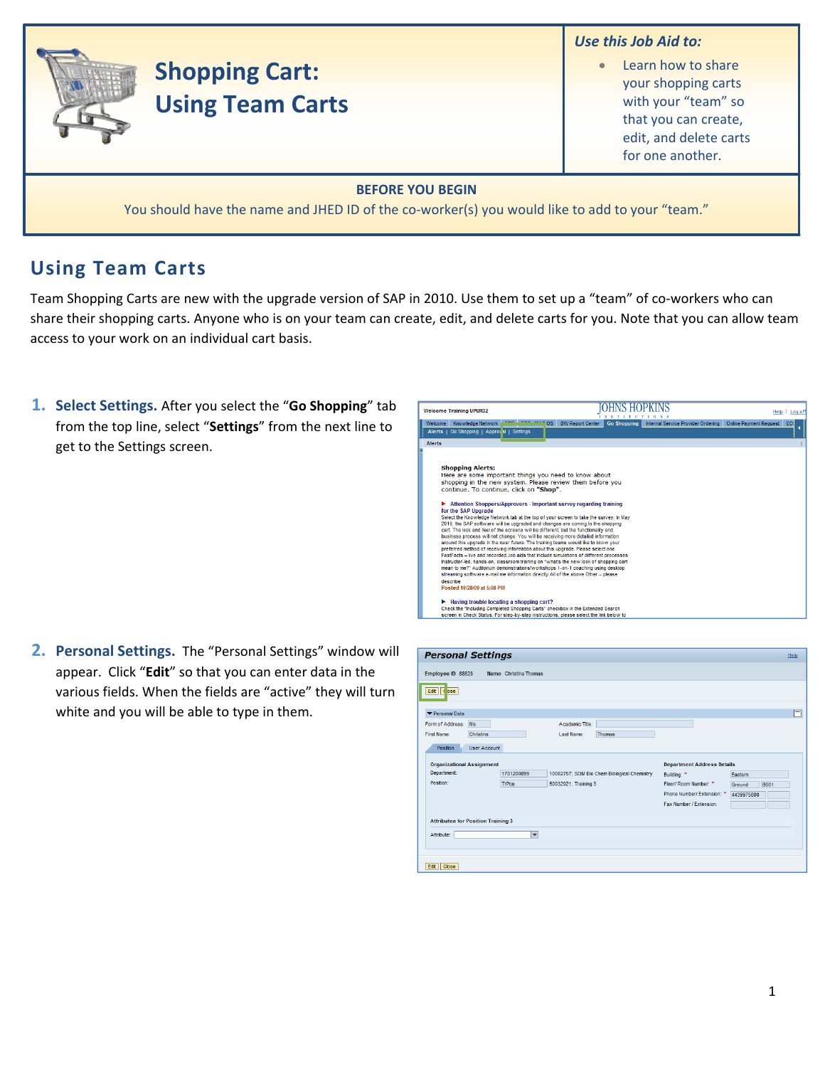# Shopping Cart: Using Team Carts

***Use this Job Aid to:***

- Learn how to share your shopping carts with your "team" so that you can create, edit, and delete carts for one another.

**BEFORE YOU BEGIN**

You should have the name and JHED ID of the co-worker(s) you would like to add to your "team."

## Using Team Carts

Team Shopping Carts are new with the upgrade version of SAP in 2010. Use them to set up a "team" of co-workers who can share their shopping carts. Anyone who is on your team can create, edit, and delete carts for you. Note that you can allow team access to your work on an individual cart basis.

1. **Select Settings.** After you select the "**Go Shopping**" tab from the top line, select "**Settings**" from the next line to get to the Settings screen.

2. **Personal Settings.** The "Personal Settings" window will appear. Click "**Edit**" so that you can enter data in the various fields. When the fields are "active" they will turn white and you will be able to type in them.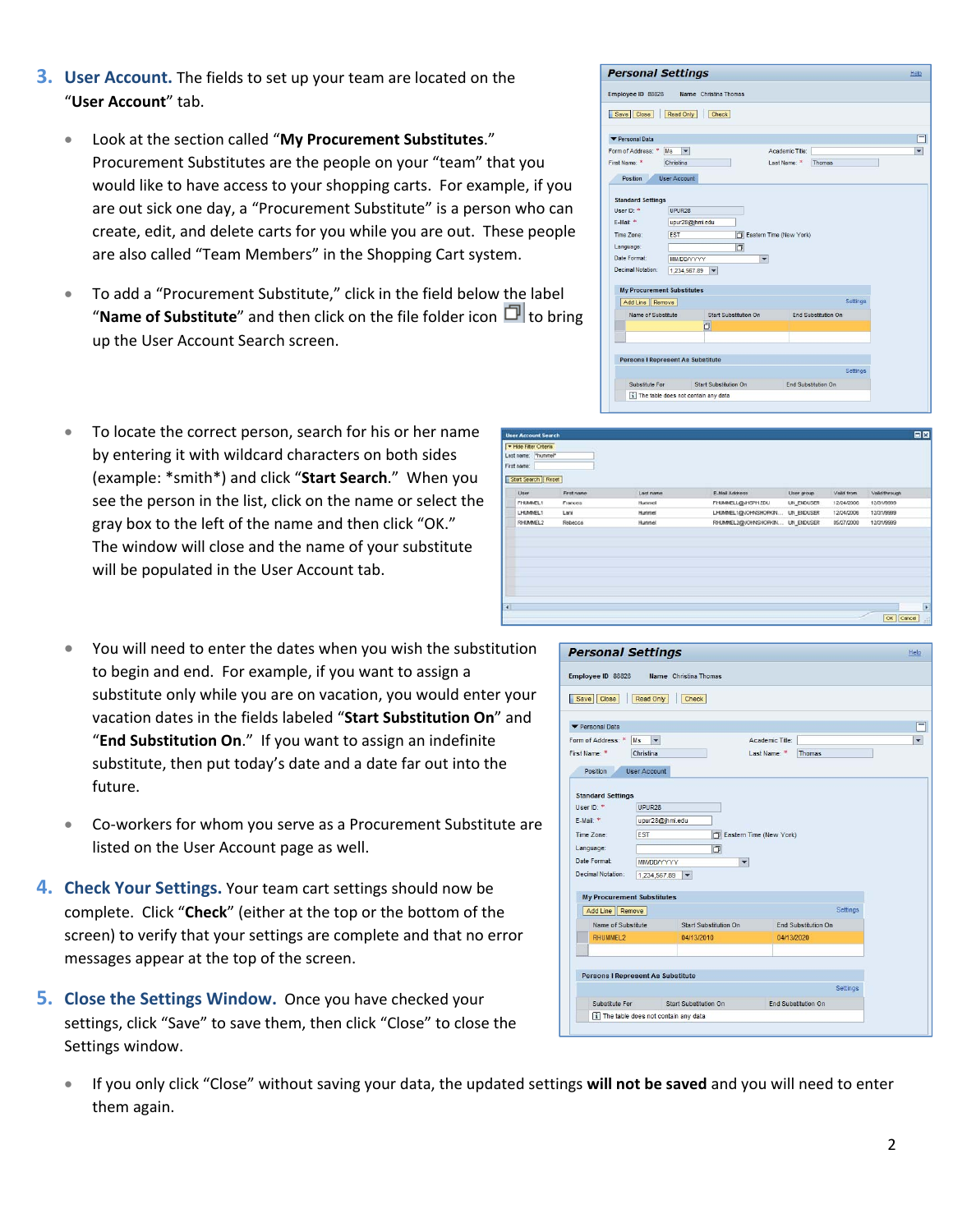3. **User Account.** The fields to set up your team are located on the "**User Account**" tab.

    - Look at the section called "**My Procurement Substitutes**." Procurement Substitutes are the people on your "team" that you would like to have access to your shopping carts. For example, if you are out sick one day, a "Procurement Substitute" is a person who can create, edit, and delete carts for you while you are out. These people are also called "Team Members" in the Shopping Cart system.

    - To add a "Procurement Substitute," click in the field below the label "**Name of Substitute**" and then click on the file folder icon to bring up the User Account Search screen.

    - To locate the correct person, search for his or her name by entering it with wildcard characters on both sides (example: *smith*) and click "**Start Search**." When you see the person in the list, click on the name or select the gray box to the left of the name and then click "OK." The window will close and the name of your substitute will be populated in the User Account tab.

    - You will need to enter the dates when you wish the substitution to begin and end. For example, if you want to assign a substitute only while you are on vacation, you would enter your vacation dates in the fields labeled "**Start Substitution On**" and "**End Substitution On**." If you want to assign an indefinite substitute, then put today's date and a date far out into the future.

    - Co-workers for whom you serve as a Procurement Substitute are listed on the User Account page as well.

4. **Check Your Settings.** Your team cart settings should now be complete. Click "**Check**" (either at the top or the bottom of the screen) to verify that your settings are complete and that no error messages appear at the top of the screen.

5. **Close the Settings Window.** Once you have checked your settings, click "Save" to save them, then click "Close" to close the Settings window.

    - If you only click "Close" without saving your data, the updated settings **will not be saved** and you will need to enter them again.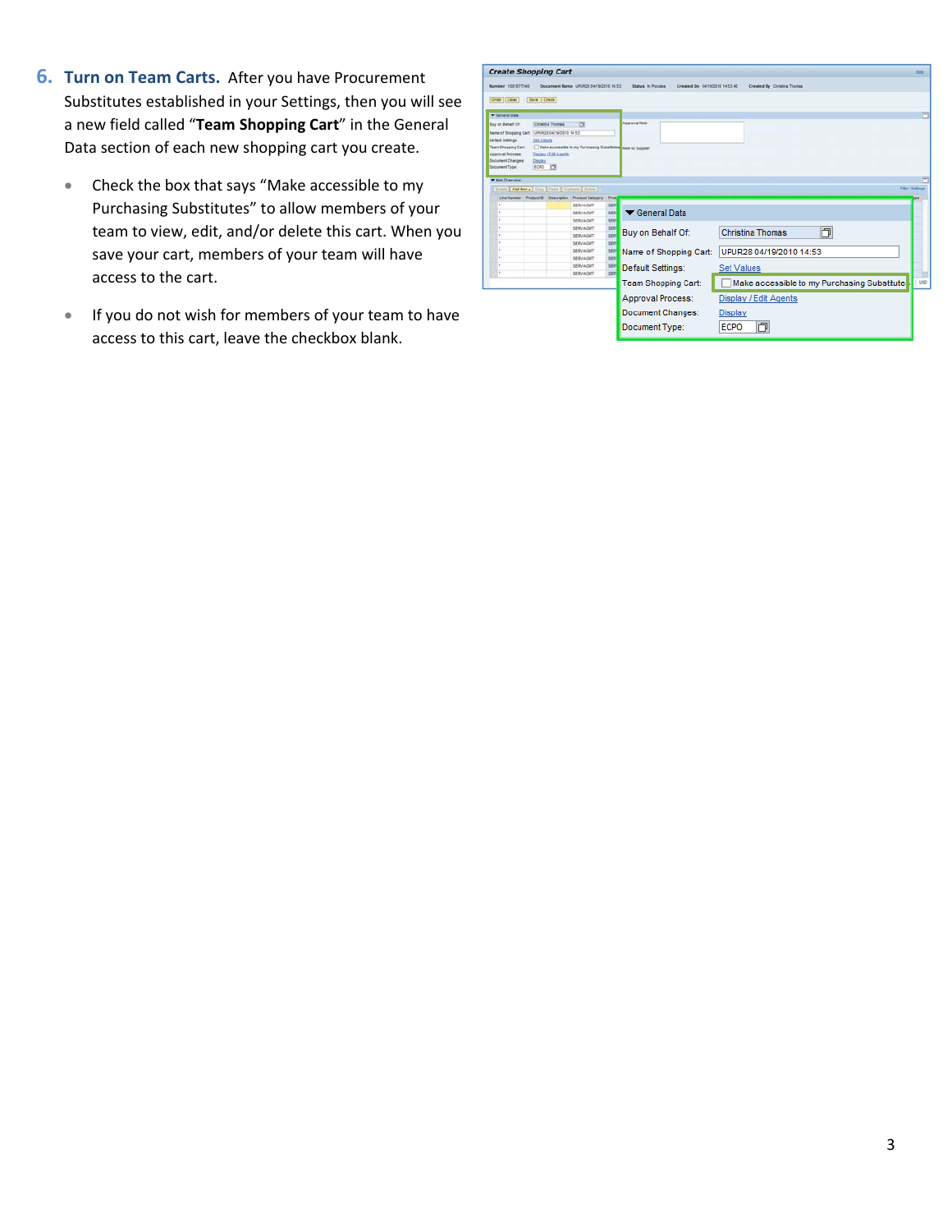6. **Turn on Team Carts.** After you have Procurement Substitutes established in your Settings, then you will see a new field called "**Team Shopping Cart**" in the General Data section of each new shopping cart you create.

- Check the box that says "Make accessible to my Purchasing Substitutes" to allow members of your team to view, edit, and/or delete this cart. When you save your cart, members of your team will have access to the cart.
- If you do not wish for members of your team to have access to this cart, leave the checkbox blank.